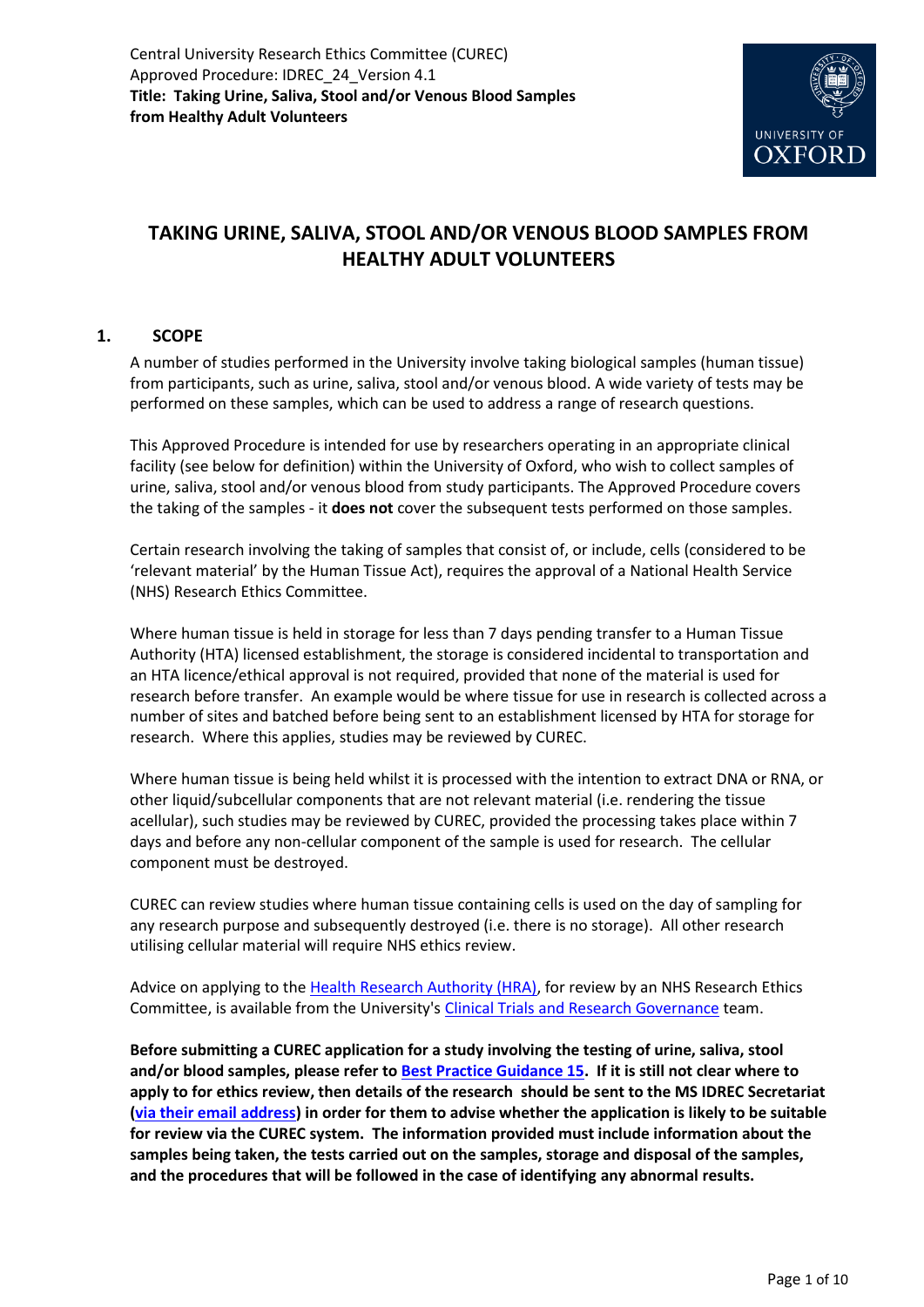Central University Research Ethics Committee (CUREC)
Approved Procedure: IDREC_24_Version 4.1
**Title: Taking Urine, Saliva, Stool and/or Venous Blood Samples from Healthy Adult Volunteers**

# TAKING URINE, SALIVA, STOOL AND/OR VENOUS BLOOD SAMPLES FROM HEALTHY ADULT VOLUNTEERS

## 1. SCOPE

A number of studies performed in the University involve taking biological samples (human tissue) from participants, such as urine, saliva, stool and/or venous blood. A wide variety of tests may be performed on these samples, which can be used to address a range of research questions.

This Approved Procedure is intended for use by researchers operating in an appropriate clinical facility (see below for definition) within the University of Oxford, who wish to collect samples of urine, saliva, stool and/or venous blood from study participants. The Approved Procedure covers the taking of the samples - it **does not** cover the subsequent tests performed on those samples.

Certain research involving the taking of samples that consist of, or include, cells (considered to be 'relevant material' by the Human Tissue Act), requires the approval of a National Health Service (NHS) Research Ethics Committee.

Where human tissue is held in storage for less than 7 days pending transfer to a Human Tissue Authority (HTA) licensed establishment, the storage is considered incidental to transportation and an HTA licence/ethical approval is not required, provided that none of the material is used for research before transfer. An example would be where tissue for use in research is collected across a number of sites and batched before being sent to an establishment licensed by HTA for storage for research. Where this applies, studies may be reviewed by CUREC.

Where human tissue is being held whilst it is processed with the intention to extract DNA or RNA, or other liquid/subcellular components that are not relevant material (i.e. rendering the tissue acellular), such studies may be reviewed by CUREC, provided the processing takes place within 7 days and before any non-cellular component of the sample is used for research. The cellular component must be destroyed.

CUREC can review studies where human tissue containing cells is used on the day of sampling for any research purpose and subsequently destroyed (i.e. there is no storage). All other research utilising cellular material will require NHS ethics review.

Advice on applying to the Health Research Authority (HRA), for review by an NHS Research Ethics Committee, is available from the University's Clinical Trials and Research Governance team.

**Before submitting a CUREC application for a study involving the testing of urine, saliva, stool and/or blood samples, please refer to Best Practice Guidance 15. If it is still not clear where to apply to for ethics review, then details of the research should be sent to the MS IDREC Secretariat (via their email address) in order for them to advise whether the application is likely to be suitable for review via the CUREC system. The information provided must include information about the samples being taken, the tests carried out on the samples, storage and disposal of the samples, and the procedures that will be followed in the case of identifying any abnormal results.**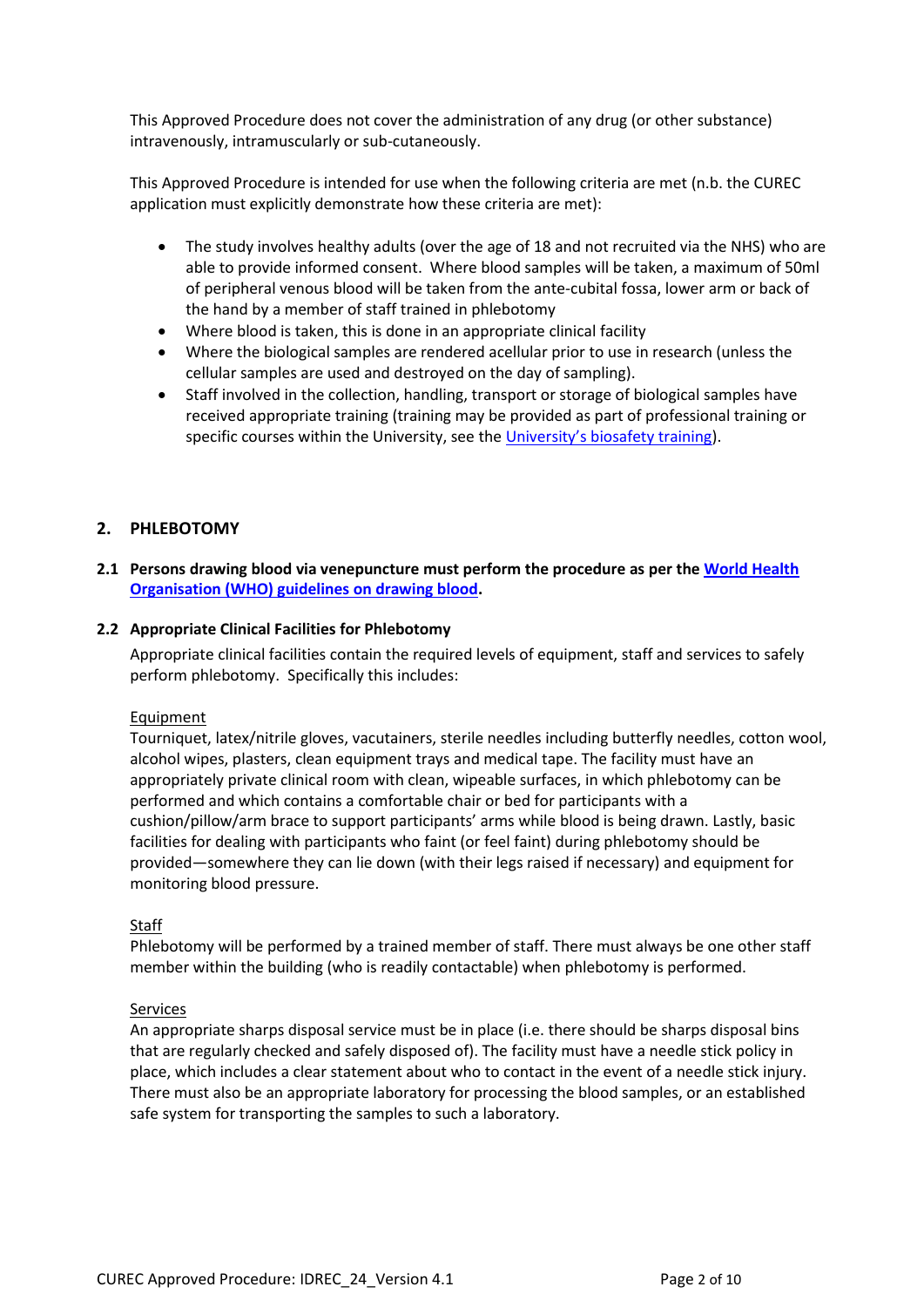This Approved Procedure does not cover the administration of any drug (or other substance) intravenously, intramuscularly or sub-cutaneously.

This Approved Procedure is intended for use when the following criteria are met (n.b. the CUREC application must explicitly demonstrate how these criteria are met):

- The study involves healthy adults (over the age of 18 and not recruited via the NHS) who are able to provide informed consent. Where blood samples will be taken, a maximum of 50ml of peripheral venous blood will be taken from the ante-cubital fossa, lower arm or back of the hand by a member of staff trained in phlebotomy
- Where blood is taken, this is done in an appropriate clinical facility
- Where the biological samples are rendered acellular prior to use in research (unless the cellular samples are used and destroyed on the day of sampling).
- Staff involved in the collection, handling, transport or storage of biological samples have received appropriate training (training may be provided as part of professional training or specific courses within the University, see the [University's biosafety training]()).

## 2. PHLEBOTOMY

### 2.1 Persons drawing blood via venepuncture must perform the procedure as per the [World Health Organisation (WHO) guidelines on drawing blood]().

### 2.2 Appropriate Clinical Facilities for Phlebotomy

Appropriate clinical facilities contain the required levels of equipment, staff and services to safely perform phlebotomy. Specifically this includes:

<u>Equipment</u>

Tourniquet, latex/nitrile gloves, vacutainers, sterile needles including butterfly needles, cotton wool, alcohol wipes, plasters, clean equipment trays and medical tape. The facility must have an appropriately private clinical room with clean, wipeable surfaces, in which phlebotomy can be performed and which contains a comfortable chair or bed for participants with a cushion/pillow/arm brace to support participants' arms while blood is being drawn. Lastly, basic facilities for dealing with participants who faint (or feel faint) during phlebotomy should be provided—somewhere they can lie down (with their legs raised if necessary) and equipment for monitoring blood pressure.

<u>Staff</u>

Phlebotomy will be performed by a trained member of staff. There must always be one other staff member within the building (who is readily contactable) when phlebotomy is performed.

<u>Services</u>

An appropriate sharps disposal service must be in place (i.e. there should be sharps disposal bins that are regularly checked and safely disposed of). The facility must have a needle stick policy in place, which includes a clear statement about who to contact in the event of a needle stick injury. There must also be an appropriate laboratory for processing the blood samples, or an established safe system for transporting the samples to such a laboratory.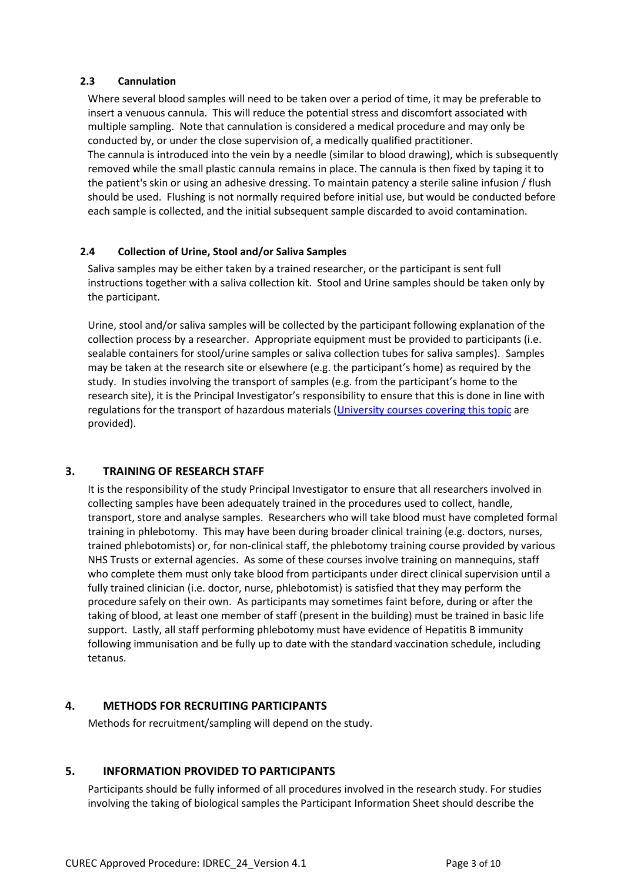### 2.3 Cannulation

Where several blood samples will need to be taken over a period of time, it may be preferable to insert a venuous cannula. This will reduce the potential stress and discomfort associated with multiple sampling. Note that cannulation is considered a medical procedure and may only be conducted by, or under the close supervision of, a medically qualified practitioner.
The cannula is introduced into the vein by a needle (similar to blood drawing), which is subsequently removed while the small plastic cannula remains in place. The cannula is then fixed by taping it to the patient's skin or using an adhesive dressing. To maintain patency a sterile saline infusion / flush should be used. Flushing is not normally required before initial use, but would be conducted before each sample is collected, and the initial subsequent sample discarded to avoid contamination.

### 2.4 Collection of Urine, Stool and/or Saliva Samples

Saliva samples may be either taken by a trained researcher, or the participant is sent full instructions together with a saliva collection kit. Stool and Urine samples should be taken only by the participant.

Urine, stool and/or saliva samples will be collected by the participant following explanation of the collection process by a researcher. Appropriate equipment must be provided to participants (i.e. sealable containers for stool/urine samples or saliva collection tubes for saliva samples). Samples may be taken at the research site or elsewhere (e.g. the participant's home) as required by the study. In studies involving the transport of samples (e.g. from the participant's home to the research site), it is the Principal Investigator's responsibility to ensure that this is done in line with regulations for the transport of hazardous materials (University courses covering this topic are provided).

## 3. TRAINING OF RESEARCH STAFF

It is the responsibility of the study Principal Investigator to ensure that all researchers involved in collecting samples have been adequately trained in the procedures used to collect, handle, transport, store and analyse samples. Researchers who will take blood must have completed formal training in phlebotomy. This may have been during broader clinical training (e.g. doctors, nurses, trained phlebotomists) or, for non-clinical staff, the phlebotomy training course provided by various NHS Trusts or external agencies. As some of these courses involve training on mannequins, staff who complete them must only take blood from participants under direct clinical supervision until a fully trained clinician (i.e. doctor, nurse, phlebotomist) is satisfied that they may perform the procedure safely on their own. As participants may sometimes faint before, during or after the taking of blood, at least one member of staff (present in the building) must be trained in basic life support. Lastly, all staff performing phlebotomy must have evidence of Hepatitis B immunity following immunisation and be fully up to date with the standard vaccination schedule, including tetanus.

## 4. METHODS FOR RECRUITING PARTICIPANTS

Methods for recruitment/sampling will depend on the study.

## 5. INFORMATION PROVIDED TO PARTICIPANTS

Participants should be fully informed of all procedures involved in the research study. For studies involving the taking of biological samples the Participant Information Sheet should describe the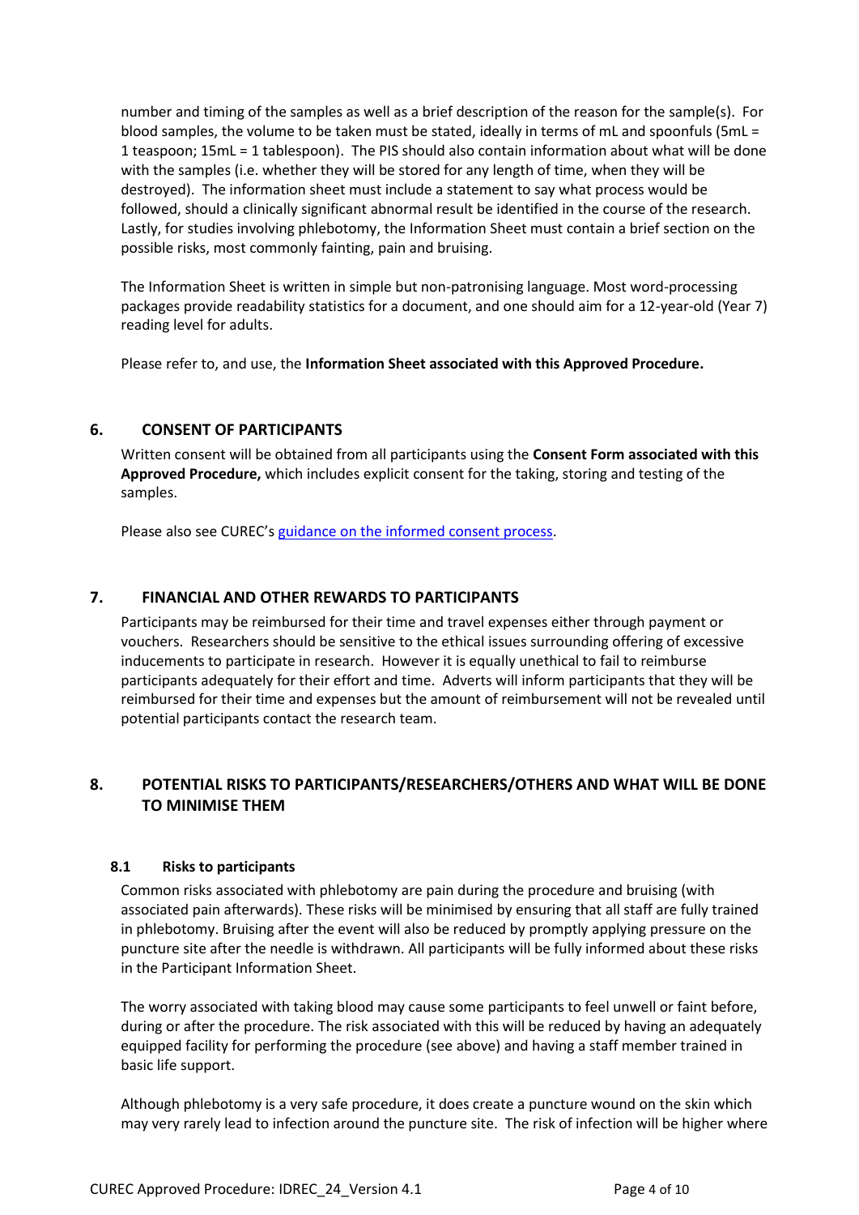number and timing of the samples as well as a brief description of the reason for the sample(s). For blood samples, the volume to be taken must be stated, ideally in terms of mL and spoonfuls (5mL = 1 teaspoon; 15mL = 1 tablespoon). The PIS should also contain information about what will be done with the samples (i.e. whether they will be stored for any length of time, when they will be destroyed). The information sheet must include a statement to say what process would be followed, should a clinically significant abnormal result be identified in the course of the research. Lastly, for studies involving phlebotomy, the Information Sheet must contain a brief section on the possible risks, most commonly fainting, pain and bruising.

The Information Sheet is written in simple but non-patronising language. Most word-processing packages provide readability statistics for a document, and one should aim for a 12-year-old (Year 7) reading level for adults.

Please refer to, and use, the **Information Sheet associated with this Approved Procedure.**

## 6. CONSENT OF PARTICIPANTS

Written consent will be obtained from all participants using the **Consent Form associated with this Approved Procedure,** which includes explicit consent for the taking, storing and testing of the samples.

Please also see CUREC's guidance on the informed consent process.

## 7. FINANCIAL AND OTHER REWARDS TO PARTICIPANTS

Participants may be reimbursed for their time and travel expenses either through payment or vouchers. Researchers should be sensitive to the ethical issues surrounding offering of excessive inducements to participate in research. However it is equally unethical to fail to reimburse participants adequately for their effort and time. Adverts will inform participants that they will be reimbursed for their time and expenses but the amount of reimbursement will not be revealed until potential participants contact the research team.

## 8. POTENTIAL RISKS TO PARTICIPANTS/RESEARCHERS/OTHERS AND WHAT WILL BE DONE TO MINIMISE THEM

### 8.1 Risks to participants

Common risks associated with phlebotomy are pain during the procedure and bruising (with associated pain afterwards). These risks will be minimised by ensuring that all staff are fully trained in phlebotomy. Bruising after the event will also be reduced by promptly applying pressure on the puncture site after the needle is withdrawn. All participants will be fully informed about these risks in the Participant Information Sheet.

The worry associated with taking blood may cause some participants to feel unwell or faint before, during or after the procedure. The risk associated with this will be reduced by having an adequately equipped facility for performing the procedure (see above) and having a staff member trained in basic life support.

Although phlebotomy is a very safe procedure, it does create a puncture wound on the skin which may very rarely lead to infection around the puncture site. The risk of infection will be higher where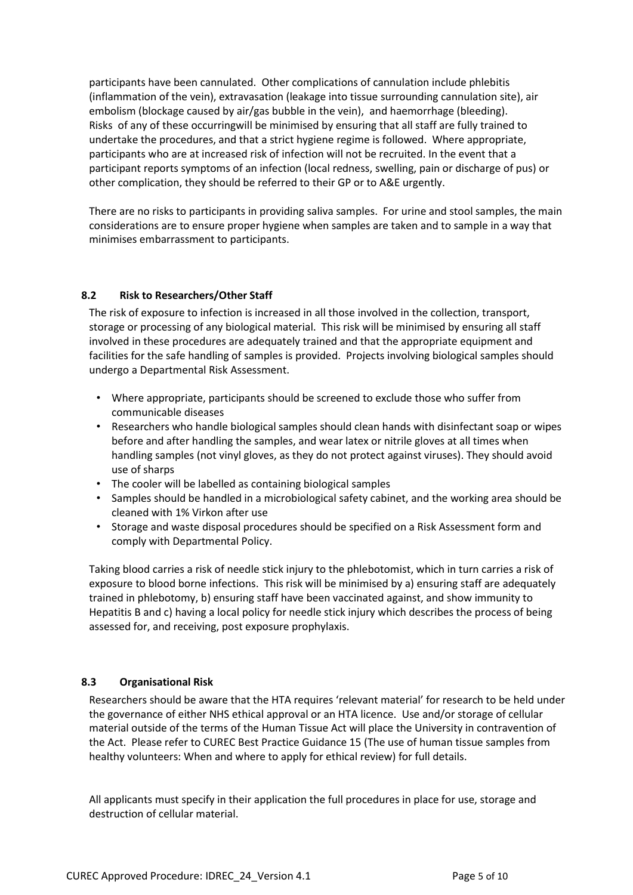participants have been cannulated. Other complications of cannulation include phlebitis (inflammation of the vein), extravasation (leakage into tissue surrounding cannulation site), air embolism (blockage caused by air/gas bubble in the vein), and haemorrhage (bleeding). Risks of any of these occurringwill be minimised by ensuring that all staff are fully trained to undertake the procedures, and that a strict hygiene regime is followed. Where appropriate, participants who are at increased risk of infection will not be recruited. In the event that a participant reports symptoms of an infection (local redness, swelling, pain or discharge of pus) or other complication, they should be referred to their GP or to A&E urgently.

There are no risks to participants in providing saliva samples. For urine and stool samples, the main considerations are to ensure proper hygiene when samples are taken and to sample in a way that minimises embarrassment to participants.

### 8.2 Risk to Researchers/Other Staff

The risk of exposure to infection is increased in all those involved in the collection, transport, storage or processing of any biological material. This risk will be minimised by ensuring all staff involved in these procedures are adequately trained and that the appropriate equipment and facilities for the safe handling of samples is provided. Projects involving biological samples should undergo a Departmental Risk Assessment.

- Where appropriate, participants should be screened to exclude those who suffer from communicable diseases
- Researchers who handle biological samples should clean hands with disinfectant soap or wipes before and after handling the samples, and wear latex or nitrile gloves at all times when handling samples (not vinyl gloves, as they do not protect against viruses). They should avoid use of sharps
- The cooler will be labelled as containing biological samples
- Samples should be handled in a microbiological safety cabinet, and the working area should be cleaned with 1% Virkon after use
- Storage and waste disposal procedures should be specified on a Risk Assessment form and comply with Departmental Policy.

Taking blood carries a risk of needle stick injury to the phlebotomist, which in turn carries a risk of exposure to blood borne infections. This risk will be minimised by a) ensuring staff are adequately trained in phlebotomy, b) ensuring staff have been vaccinated against, and show immunity to Hepatitis B and c) having a local policy for needle stick injury which describes the process of being assessed for, and receiving, post exposure prophylaxis.

### 8.3 Organisational Risk

Researchers should be aware that the HTA requires 'relevant material' for research to be held under the governance of either NHS ethical approval or an HTA licence. Use and/or storage of cellular material outside of the terms of the Human Tissue Act will place the University in contravention of the Act. Please refer to CUREC Best Practice Guidance 15 (The use of human tissue samples from healthy volunteers: When and where to apply for ethical review) for full details.

All applicants must specify in their application the full procedures in place for use, storage and destruction of cellular material.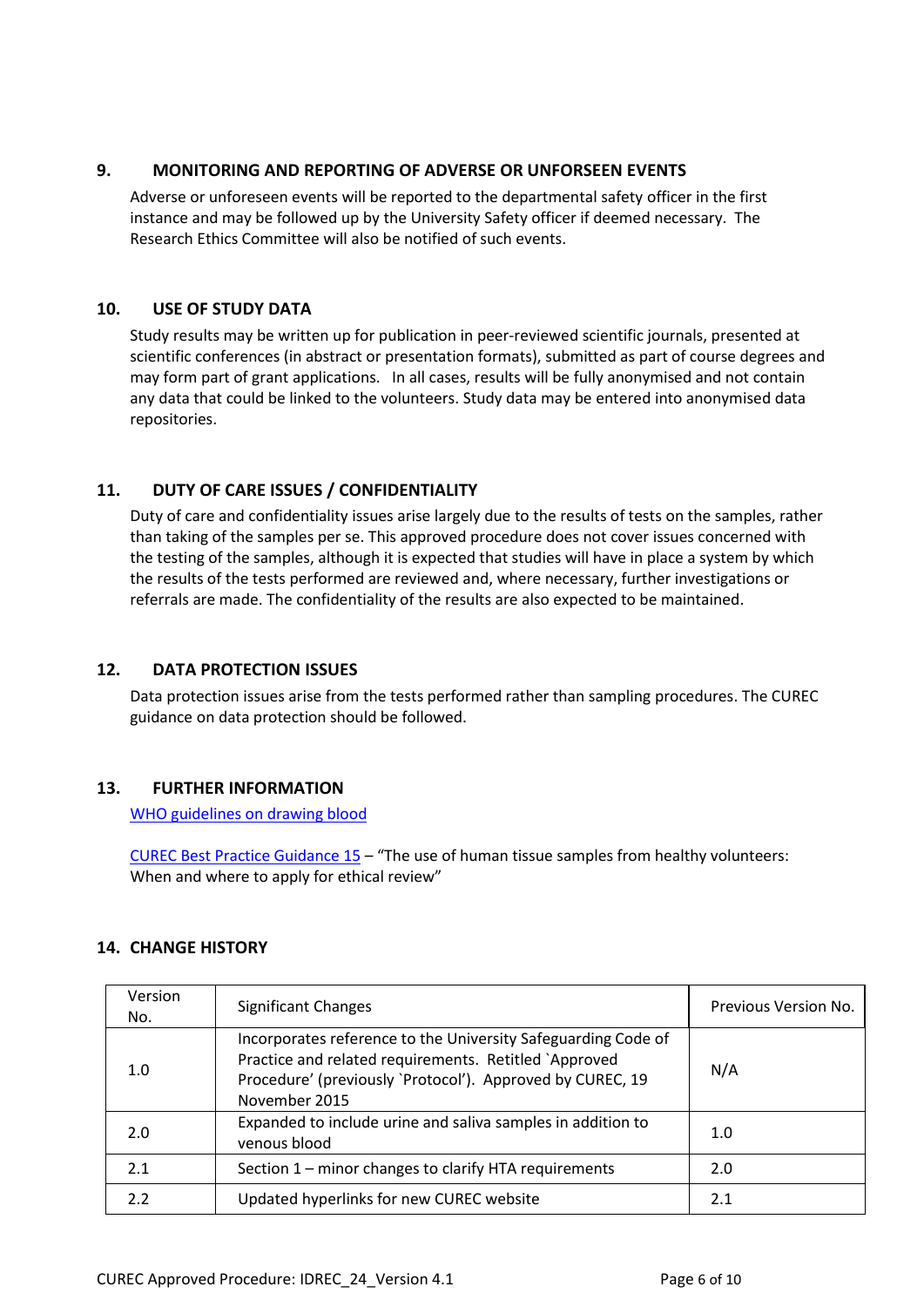## 9. MONITORING AND REPORTING OF ADVERSE OR UNFORSEEN EVENTS

Adverse or unforeseen events will be reported to the departmental safety officer in the first instance and may be followed up by the University Safety officer if deemed necessary. The Research Ethics Committee will also be notified of such events.

## 10. USE OF STUDY DATA

Study results may be written up for publication in peer-reviewed scientific journals, presented at scientific conferences (in abstract or presentation formats), submitted as part of course degrees and may form part of grant applications. In all cases, results will be fully anonymised and not contain any data that could be linked to the volunteers. Study data may be entered into anonymised data repositories.

## 11. DUTY OF CARE ISSUES / CONFIDENTIALITY

Duty of care and confidentiality issues arise largely due to the results of tests on the samples, rather than taking of the samples per se. This approved procedure does not cover issues concerned with the testing of the samples, although it is expected that studies will have in place a system by which the results of the tests performed are reviewed and, where necessary, further investigations or referrals are made. The confidentiality of the results are also expected to be maintained.

## 12. DATA PROTECTION ISSUES

Data protection issues arise from the tests performed rather than sampling procedures. The CUREC guidance on data protection should be followed.

## 13. FURTHER INFORMATION

WHO guidelines on drawing blood

CUREC Best Practice Guidance 15 – "The use of human tissue samples from healthy volunteers: When and where to apply for ethical review"

## 14. CHANGE HISTORY

| Version No. | Significant Changes | Previous Version No. |
|---|---|---|
| 1.0 | Incorporates reference to the University Safeguarding Code of Practice and related requirements. Retitled `Approved Procedure' (previously `Protocol'). Approved by CUREC, 19 November 2015 | N/A |
| 2.0 | Expanded to include urine and saliva samples in addition to venous blood | 1.0 |
| 2.1 | Section 1 – minor changes to clarify HTA requirements | 2.0 |
| 2.2 | Updated hyperlinks for new CUREC website | 2.1 |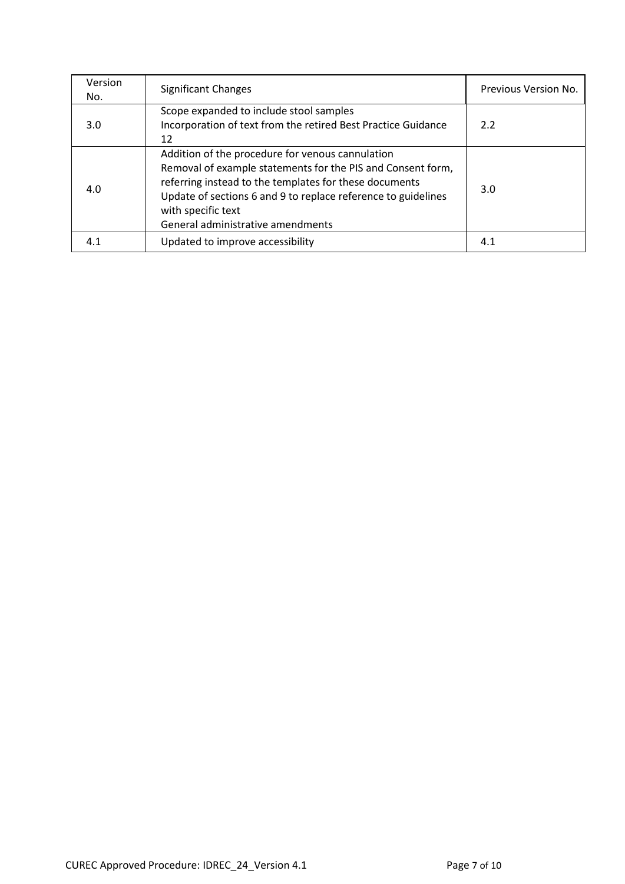| Version No. | Significant Changes | Previous Version No. |
| --- | --- | --- |
| 3.0 | Scope expanded to include stool samples<br>Incorporation of text from the retired Best Practice Guidance 12 | 2.2 |
| 4.0 | Addition of the procedure for venous cannulation<br>Removal of example statements for the PIS and Consent form, referring instead to the templates for these documents<br>Update of sections 6 and 9 to replace reference to guidelines with specific text<br>General administrative amendments | 3.0 |
| 4.1 | Updated to improve accessibility | 4.1 |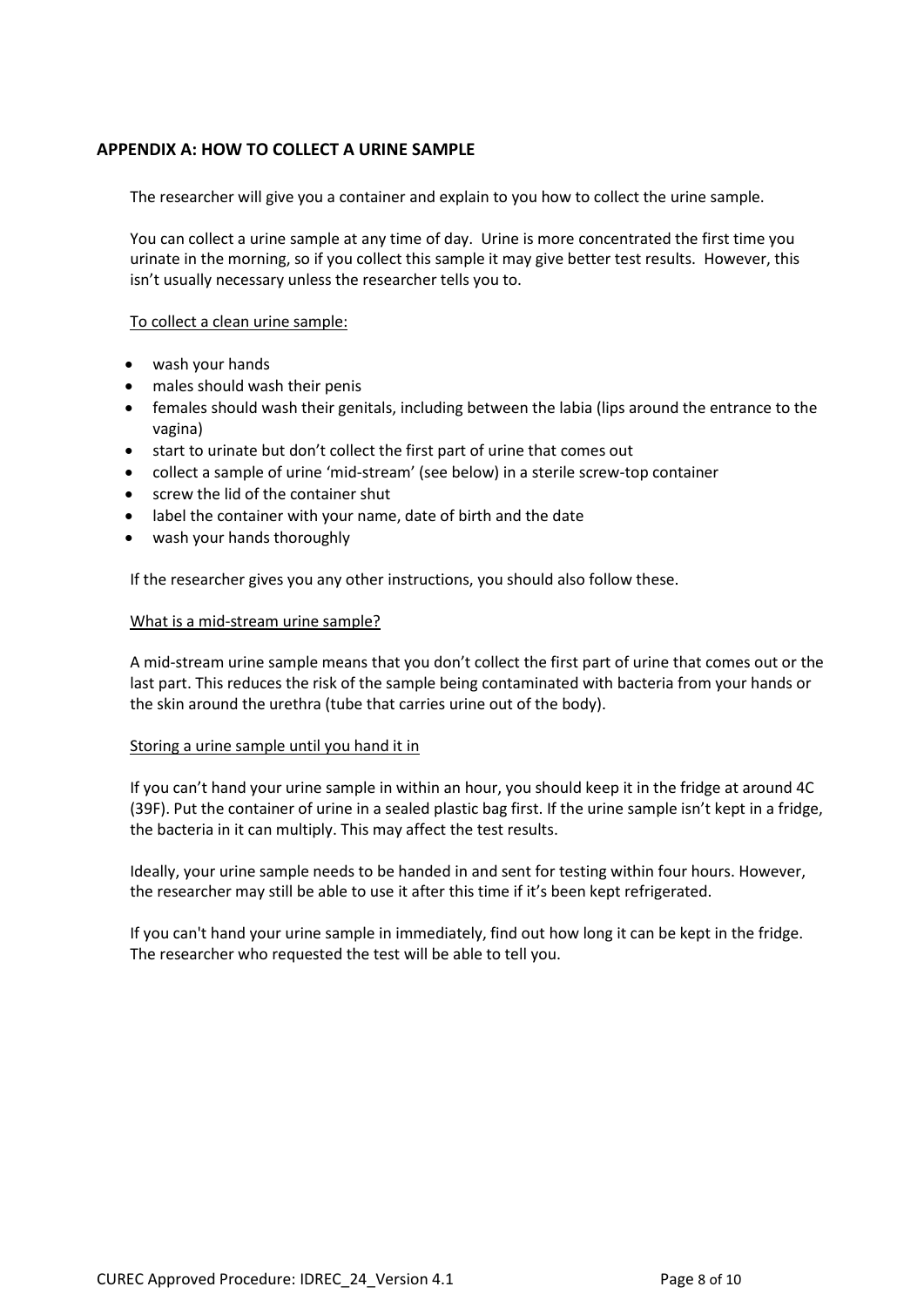## APPENDIX A: HOW TO COLLECT A URINE SAMPLE

The researcher will give you a container and explain to you how to collect the urine sample.

You can collect a urine sample at any time of day. Urine is more concentrated the first time you urinate in the morning, so if you collect this sample it may give better test results. However, this isn't usually necessary unless the researcher tells you to.

<u>To collect a clean urine sample:</u>

- wash your hands
- males should wash their penis
- females should wash their genitals, including between the labia (lips around the entrance to the vagina)
- start to urinate but don't collect the first part of urine that comes out
- collect a sample of urine 'mid-stream' (see below) in a sterile screw-top container
- screw the lid of the container shut
- label the container with your name, date of birth and the date
- wash your hands thoroughly

If the researcher gives you any other instructions, you should also follow these.

<u>What is a mid-stream urine sample?</u>

A mid-stream urine sample means that you don't collect the first part of urine that comes out or the last part. This reduces the risk of the sample being contaminated with bacteria from your hands or the skin around the urethra (tube that carries urine out of the body).

<u>Storing a urine sample until you hand it in</u>

If you can't hand your urine sample in within an hour, you should keep it in the fridge at around 4C (39F). Put the container of urine in a sealed plastic bag first. If the urine sample isn't kept in a fridge, the bacteria in it can multiply. This may affect the test results.

Ideally, your urine sample needs to be handed in and sent for testing within four hours. However, the researcher may still be able to use it after this time if it's been kept refrigerated.

If you can't hand your urine sample in immediately, find out how long it can be kept in the fridge. The researcher who requested the test will be able to tell you.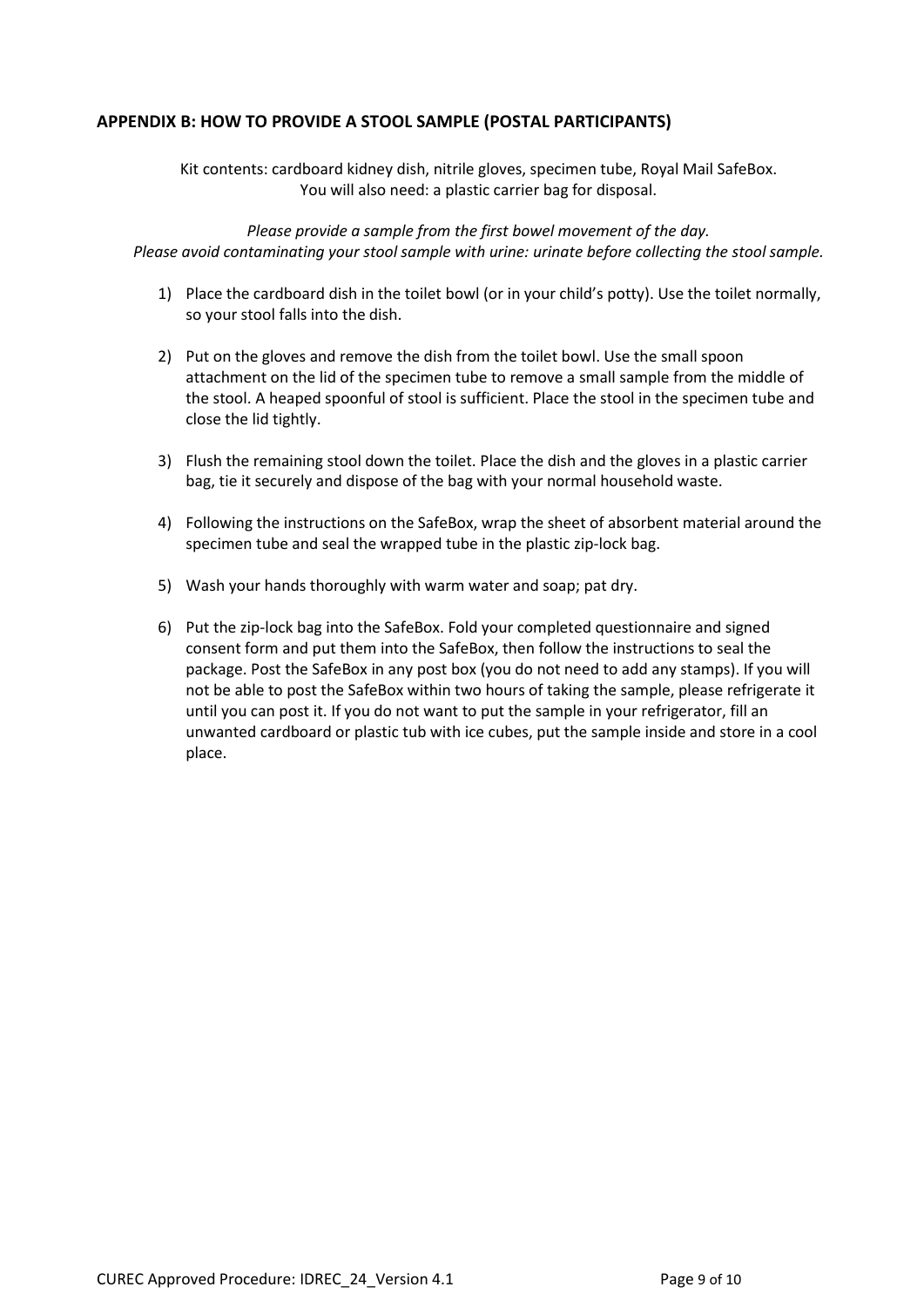## APPENDIX B: HOW TO PROVIDE A STOOL SAMPLE (POSTAL PARTICIPANTS)

Kit contents: cardboard kidney dish, nitrile gloves, specimen tube, Royal Mail SafeBox.
You will also need: a plastic carrier bag for disposal.

*Please provide a sample from the first bowel movement of the day.*
*Please avoid contaminating your stool sample with urine: urinate before collecting the stool sample.*

1) Place the cardboard dish in the toilet bowl (or in your child's potty). Use the toilet normally, so your stool falls into the dish.

2) Put on the gloves and remove the dish from the toilet bowl. Use the small spoon attachment on the lid of the specimen tube to remove a small sample from the middle of the stool. A heaped spoonful of stool is sufficient. Place the stool in the specimen tube and close the lid tightly.

3) Flush the remaining stool down the toilet. Place the dish and the gloves in a plastic carrier bag, tie it securely and dispose of the bag with your normal household waste.

4) Following the instructions on the SafeBox, wrap the sheet of absorbent material around the specimen tube and seal the wrapped tube in the plastic zip-lock bag.

5) Wash your hands thoroughly with warm water and soap; pat dry.

6) Put the zip-lock bag into the SafeBox. Fold your completed questionnaire and signed consent form and put them into the SafeBox, then follow the instructions to seal the package. Post the SafeBox in any post box (you do not need to add any stamps). If you will not be able to post the SafeBox within two hours of taking the sample, please refrigerate it until you can post it. If you do not want to put the sample in your refrigerator, fill an unwanted cardboard or plastic tub with ice cubes, put the sample inside and store in a cool place.

CUREC Approved Procedure: IDREC_24_Version 4.1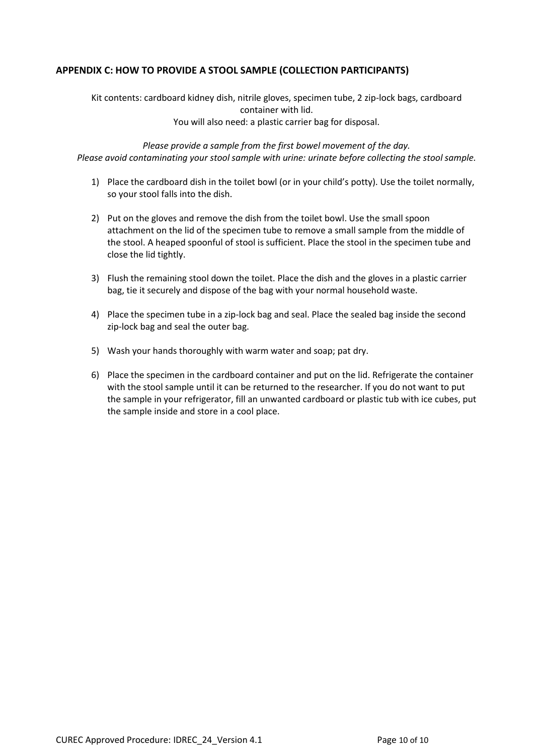## APPENDIX C: HOW TO PROVIDE A STOOL SAMPLE (COLLECTION PARTICIPANTS)

Kit contents: cardboard kidney dish, nitrile gloves, specimen tube, 2 zip-lock bags, cardboard container with lid.
You will also need: a plastic carrier bag for disposal.

*Please provide a sample from the first bowel movement of the day.*
*Please avoid contaminating your stool sample with urine: urinate before collecting the stool sample.*

1) Place the cardboard dish in the toilet bowl (or in your child's potty). Use the toilet normally, so your stool falls into the dish.

2) Put on the gloves and remove the dish from the toilet bowl. Use the small spoon attachment on the lid of the specimen tube to remove a small sample from the middle of the stool. A heaped spoonful of stool is sufficient. Place the stool in the specimen tube and close the lid tightly.

3) Flush the remaining stool down the toilet. Place the dish and the gloves in a plastic carrier bag, tie it securely and dispose of the bag with your normal household waste.

4) Place the specimen tube in a zip-lock bag and seal. Place the sealed bag inside the second zip-lock bag and seal the outer bag.

5) Wash your hands thoroughly with warm water and soap; pat dry.

6) Place the specimen in the cardboard container and put on the lid. Refrigerate the container with the stool sample until it can be returned to the researcher. If you do not want to put the sample in your refrigerator, fill an unwanted cardboard or plastic tub with ice cubes, put the sample inside and store in a cool place.